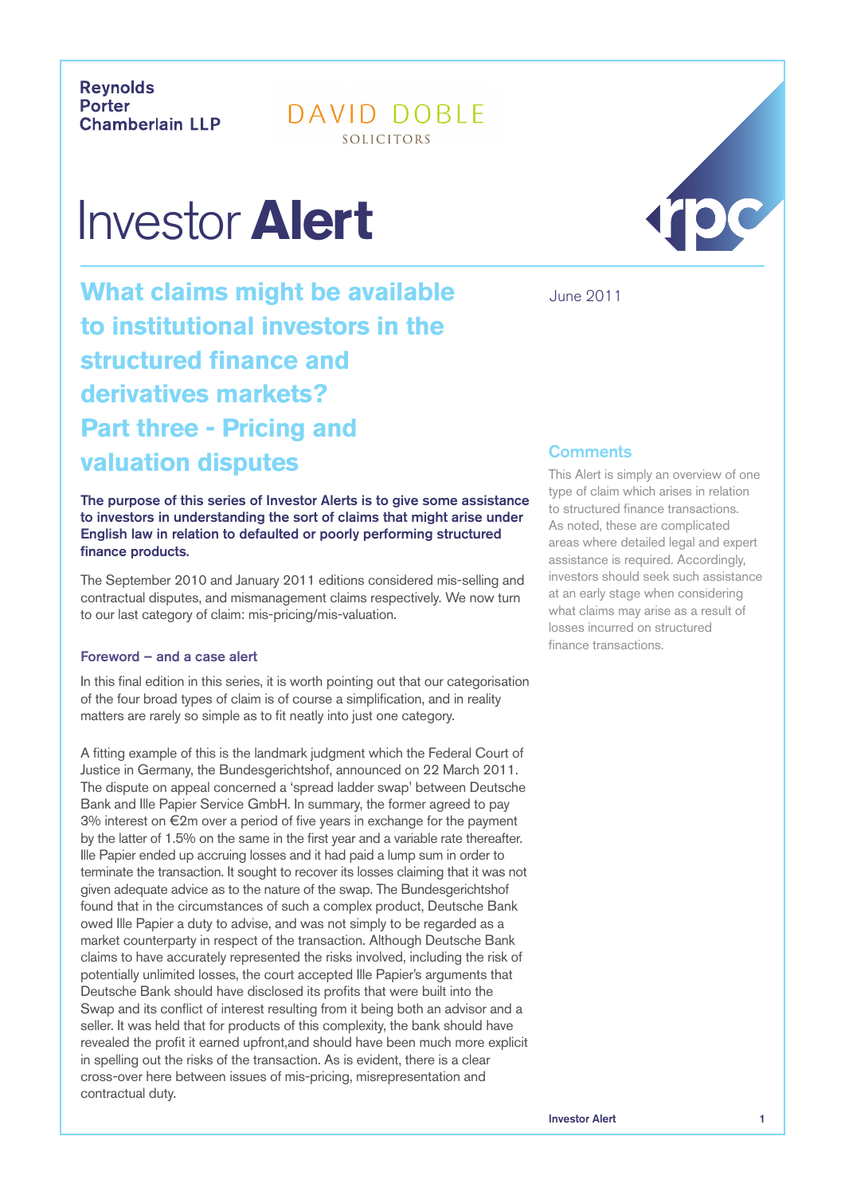Reynolds Porter Chamberlain LLP

DAVID DOBLE SOLICITORS

# Investor **Alert**

## What claims might be available to institutional investors in the structured finance and derivatives markets? Part three - Pricing and valuation disputes

June 2011

**The purpose of this series of Investor Alerts is to give some assistance to investors in understanding the sort of claims that might arise under English law in relation to defaulted or poorly performing structured finance products.**

The September 2010 and January 2011 editions considered mis-selling and contractual disputes, and mismanagement claims respectively. We now turn to our last category of claim: mis-pricing/mis-valuation.

### Foreword – and a case alert

In this final edition in this series, it is worth pointing out that our categorisation of the four broad types of claim is of course a simplification, and in reality matters are rarely so simple as to fit neatly into just one category.

A fitting example of this is the landmark judgment which the Federal Court of Justice in Germany, the Bundesgerichtshof, announced on 22 March 2011. The dispute on appeal concerned a 'spread ladder swap' between Deutsche Bank and Ille Papier Service GmbH. In summary, the former agreed to pay 3% interest on €2m over a period of five years in exchange for the payment by the latter of 1.5% on the same in the first year and a variable rate thereafter. Ille Papier ended up accruing losses and it had paid a lump sum in order to terminate the transaction. It sought to recover its losses claiming that it was not given adequate advice as to the nature of the swap. The Bundesgerichtshof found that in the circumstances of such a complex product, Deutsche Bank owed Ille Papier a duty to advise, and was not simply to be regarded as a market counterparty in respect of the transaction. Although Deutsche Bank claims to have accurately represented the risks involved, including the risk of potentially unlimited losses, the court accepted Ille Papier's arguments that Deutsche Bank should have disclosed its profits that were built into the Swap and its conflict of interest resulting from it being both an advisor and a seller. It was held that for products of this complexity, the bank should have revealed the profit it earned upfront,and should have been much more explicit in spelling out the risks of the transaction. As is evident, there is a clear cross-over here between issues of mis-pricing, misrepresentation and contractual duty.

### Comments

This Alert is simply an overview of one type of claim which arises in relation to structured finance transactions. As noted, these are complicated areas where detailed legal and expert assistance is required. Accordingly, investors should seek such assistance at an early stage when considering what claims may arise as a result of losses incurred on structured finance transactions.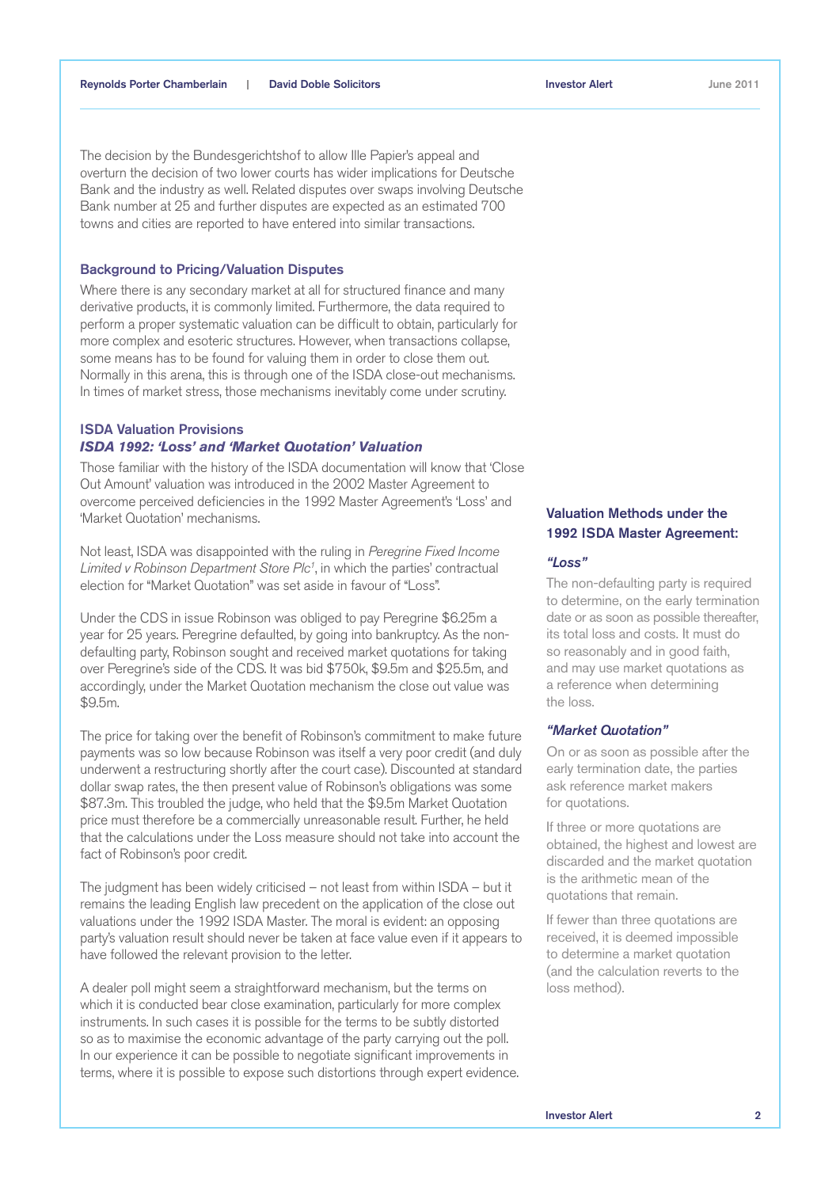The decision by the Bundesgerichtshof to allow Ille Papier's appeal and overturn the decision of two lower courts has wider implications for Deutsche Bank and the industry as well. Related disputes over swaps involving Deutsche Bank number at 25 and further disputes are expected as an estimated 700 towns and cities are reported to have entered into similar transactions.

### Background to Pricing/Valuation Disputes

Where there is any secondary market at all for structured finance and many derivative products, it is commonly limited. Furthermore, the data required to perform a proper systematic valuation can be difficult to obtain, particularly for more complex and esoteric structures. However, when transactions collapse, some means has to be found for valuing them in order to close them out. Normally in this arena, this is through one of the ISDA close-out mechanisms. In times of market stress, those mechanisms inevitably come under scrutiny.

### ISDA Valuation Provisions

#### *ISDA 1992: 'Loss' and 'Market Quotation' Valuation*

Those familiar with the history of the ISDA documentation will know that 'Close Out Amount' valuation was introduced in the 2002 Master Agreement to overcome perceived deficiencies in the 1992 Master Agreement's 'Loss' and 'Market Quotation' mechanisms.

Not least, ISDA was disappointed with the ruling in *Peregrine Fixed Income Limited v Robinson Department Store Plc*[1], in which the parties' contractual election for "Market Quotation" was set aside in favour of "Loss".

Under the CDS in issue Robinson was obliged to pay Peregrine $6.25m a year for 25 years. Peregrine defaulted, by going into bankruptcy. As the non-defaulting party, Robinson sought and received market quotations for taking over Peregrine's side of the CDS. It was bid $750k, $9.5m and $25.5m, and accordingly, under the Market Quotation mechanism the close out value was $9.5m.

The price for taking over the benefit of Robinson's commitment to make future payments was so low because Robinson was itself a very poor credit (and duly underwent a restructuring shortly after the court case). Discounted at standard dollar swap rates, the then present value of Robinson's obligations was some $87.3m. This troubled the judge, who held that the $9.5m Market Quotation price must therefore be a commercially unreasonable result. Further, he held that the calculations under the Loss measure should not take into account the fact of Robinson's poor credit.

The judgment has been widely criticised – not least from within ISDA – but it remains the leading English law precedent on the application of the close out valuations under the 1992 ISDA Master. The moral is evident: an opposing party's valuation result should never be taken at face value even if it appears to have followed the relevant provision to the letter.

A dealer poll might seem a straightforward mechanism, but the terms on which it is conducted bear close examination, particularly for more complex instruments. In such cases it is possible for the terms to be subtly distorted so as to maximise the economic advantage of the party carrying out the poll. In our experience it can be possible to negotiate significant improvements in terms, where it is possible to expose such distortions through expert evidence.

### Valuation Methods under the 1992 ISDA Master Agreement:

#### *"Loss"*

The non-defaulting party is required to determine, on the early termination date or as soon as possible thereafter, its total loss and costs. It must do so reasonably and in good faith, and may use market quotations as a reference when determining the loss.

#### *"Market Quotation"*

On or as soon as possible after the early termination date, the parties ask reference market makers for quotations.

If three or more quotations are obtained, the highest and lowest are discarded and the market quotation is the arithmetic mean of the quotations that remain.

If fewer than three quotations are received, it is deemed impossible to determine a market quotation (and the calculation reverts to the loss method).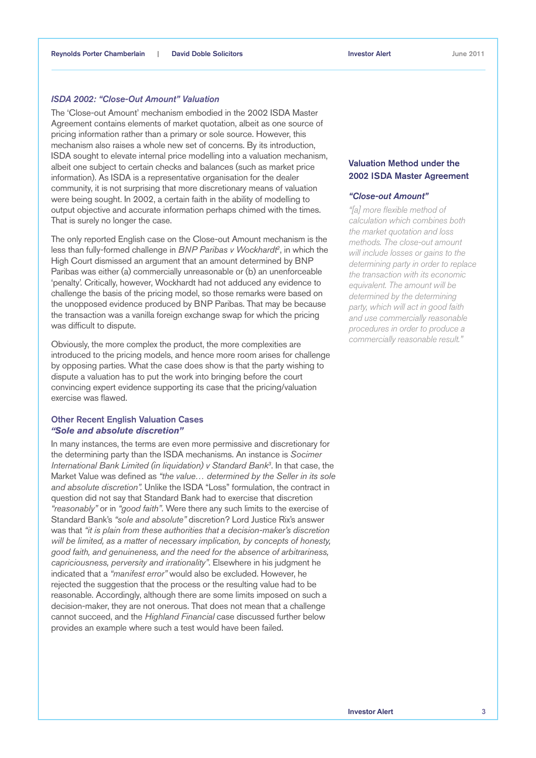### *ISDA 2002: "Close-Out Amount" Valuation*

The 'Close-out Amount' mechanism embodied in the 2002 ISDA Master Agreement contains elements of market quotation, albeit as one source of pricing information rather than a primary or sole source. However, this mechanism also raises a whole new set of concerns. By its introduction, ISDA sought to elevate internal price modelling into a valuation mechanism, albeit one subject to certain checks and balances (such as market price information). As ISDA is a representative organisation for the dealer community, it is not surprising that more discretionary means of valuation were being sought. In 2002, a certain faith in the ability of modelling to output objective and accurate information perhaps chimed with the times. That is surely no longer the case.

The only reported English case on the Close-out Amount mechanism is the less than fully-formed challenge in *BNP Paribas v Wockhardt*[2], in which the High Court dismissed an argument that an amount determined by BNP Paribas was either (a) commercially unreasonable or (b) an unenforceable 'penalty'. Critically, however, Wockhardt had not adduced any evidence to challenge the basis of the pricing model, so those remarks were based on the unopposed evidence produced by BNP Paribas. That may be because the transaction was a vanilla foreign exchange swap for which the pricing was difficult to dispute.

Obviously, the more complex the product, the more complexities are introduced to the pricing models, and hence more room arises for challenge by opposing parties. What the case does show is that the party wishing to dispute a valuation has to put the work into bringing before the court convincing expert evidence supporting its case that the pricing/valuation exercise was flawed.

### Other Recent English Valuation Cases
### *"Sole and absolute discretion"*

In many instances, the terms are even more permissive and discretionary for the determining party than the ISDA mechanisms. An instance is *Socimer International Bank Limited (in liquidation) v Standard Bank*[3]. In that case, the Market Value was defined as *"the value… determined by the Seller in its sole and absolute discretion".* Unlike the ISDA "Loss" formulation, the contract in question did not say that Standard Bank had to exercise that discretion *"reasonably"* or in *"good faith"*. Were there any such limits to the exercise of Standard Bank's *"sole and absolute"* discretion? Lord Justice Rix's answer was that *"it is plain from these authorities that a decision-maker's discretion will be limited, as a matter of necessary implication, by concepts of honesty, good faith, and genuineness, and the need for the absence of arbitrariness, capriciousness, perversity and irrationality"*. Elsewhere in his judgment he indicated that a *"manifest error"* would also be excluded. However, he rejected the suggestion that the process or the resulting value had to be reasonable. Accordingly, although there are some limits imposed on such a decision-maker, they are not onerous. That does not mean that a challenge cannot succeed, and the *Highland Financial* case discussed further below provides an example where such a test would have been failed.

### Valuation Method under the 2002 ISDA Master Agreement

#### *"Close-out Amount"*

*"[a] more flexible method of calculation which combines both the market quotation and loss methods. The close-out amount will include losses or gains to the determining party in order to replace the transaction with its economic equivalent. The amount will be determined by the determining party, which will act in good faith and use commercially reasonable procedures in order to produce a commercially reasonable result."*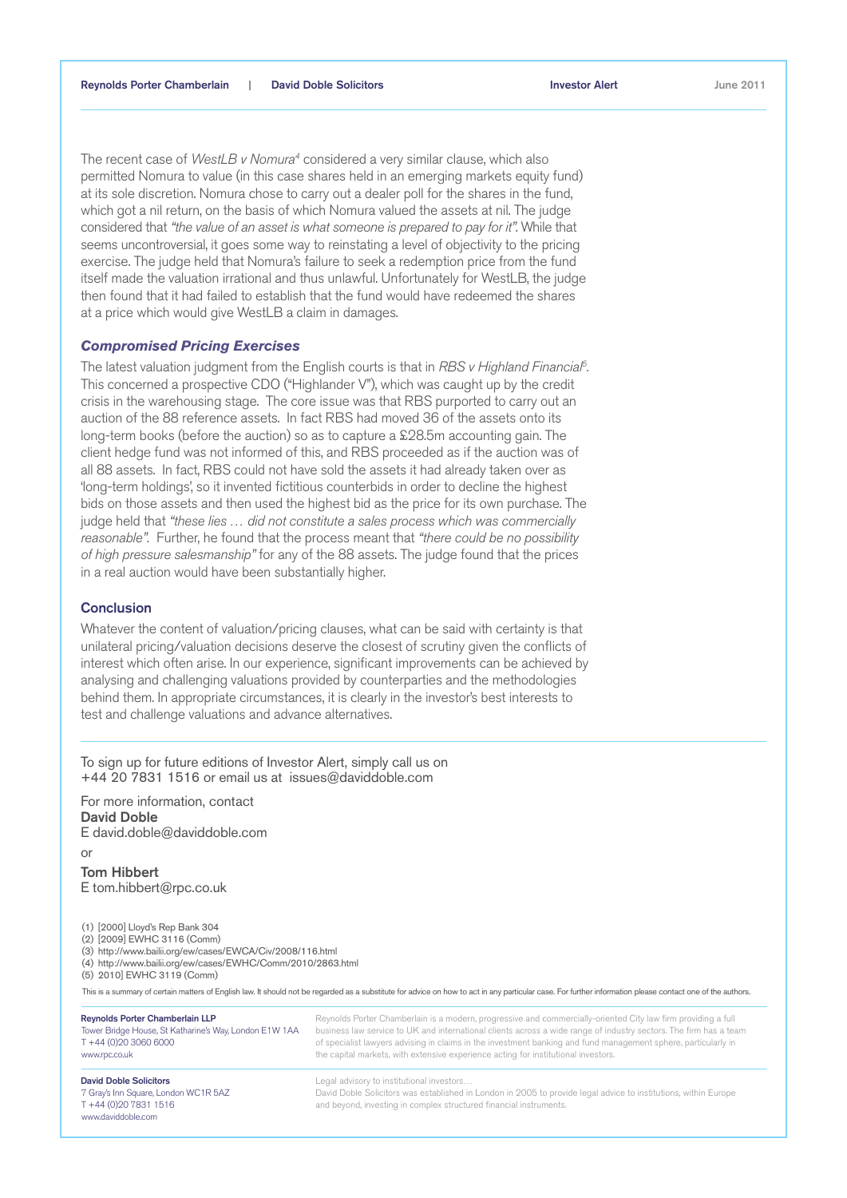The recent case of *WestLB v Nomura*[4] considered a very similar clause, which also permitted Nomura to value (in this case shares held in an emerging markets equity fund) at its sole discretion. Nomura chose to carry out a dealer poll for the shares in the fund, which got a nil return, on the basis of which Nomura valued the assets at nil. The judge considered that *"the value of an asset is what someone is prepared to pay for it"*. While that seems uncontroversial, it goes some way to reinstating a level of objectivity to the pricing exercise. The judge held that Nomura's failure to seek a redemption price from the fund itself made the valuation irrational and thus unlawful. Unfortunately for WestLB, the judge then found that it had failed to establish that the fund would have redeemed the shares at a price which would give WestLB a claim in damages.

### *Compromised Pricing Exercises*

The latest valuation judgment from the English courts is that in *RBS v Highland Financial*[5]. This concerned a prospective CDO ("Highlander V"), which was caught up by the credit crisis in the warehousing stage. The core issue was that RBS purported to carry out an auction of the 88 reference assets. In fact RBS had moved 36 of the assets onto its long-term books (before the auction) so as to capture a £28.5m accounting gain. The client hedge fund was not informed of this, and RBS proceeded as if the auction was of all 88 assets. In fact, RBS could not have sold the assets it had already taken over as 'long-term holdings', so it invented fictitious counterbids in order to decline the highest bids on those assets and then used the highest bid as the price for its own purchase. The judge held that *"these lies … did not constitute a sales process which was commercially reasonable"*. Further, he found that the process meant that *"there could be no possibility of high pressure salesmanship"* for any of the 88 assets. The judge found that the prices in a real auction would have been substantially higher.

### Conclusion

Whatever the content of valuation/pricing clauses, what can be said with certainty is that unilateral pricing/valuation decisions deserve the closest of scrutiny given the conflicts of interest which often arise. In our experience, significant improvements can be achieved by analysing and challenging valuations provided by counterparties and the methodologies behind them. In appropriate circumstances, it is clearly in the investor's best interests to test and challenge valuations and advance alternatives.

---

To sign up for future editions of Investor Alert, simply call us on +44 20 7831 1516 or email us at issues@daviddoble.com

For more information, contact
**David Doble**
E david.doble@daviddoble.com

or

**Tom Hibbert**
E tom.hibbert@rpc.co.uk

(1) [2000] Lloyd's Rep Bank 304
(2) [2009] EWHC 3116 (Comm)
(3) http://www.bailii.org/ew/cases/EWCA/Civ/2008/116.html
(4) http://www.bailii.org/ew/cases/EWHC/Comm/2010/2863.html
(5) 2010] EWHC 3119 (Comm)

This is a summary of certain matters of English law. It should not be regarded as a substitute for advice on how to act in any particular case. For further information please contact one of the authors.

**Reynolds Porter Chamberlain LLP**
Tower Bridge House, St Katharine's Way, London E1W 1AA
T +44 (0)20 3060 6000
www.rpc.co.uk

Reynolds Porter Chamberlain is a modern, progressive and commercially-oriented City law firm providing a full business law service to UK and international clients across a wide range of industry sectors. The firm has a team of specialist lawyers advising in claims in the investment banking and fund management sphere, particularly in the capital markets, with extensive experience acting for institutional investors.

**David Doble Solicitors**
7 Gray's Inn Square, London WC1R 5AZ
T +44 (0)20 7831 1516
www.daviddoble.com

Legal advisory to institutional investors…
David Doble Solicitors was established in London in 2005 to provide legal advice to institutions, within Europe and beyond, investing in complex structured financial instruments.